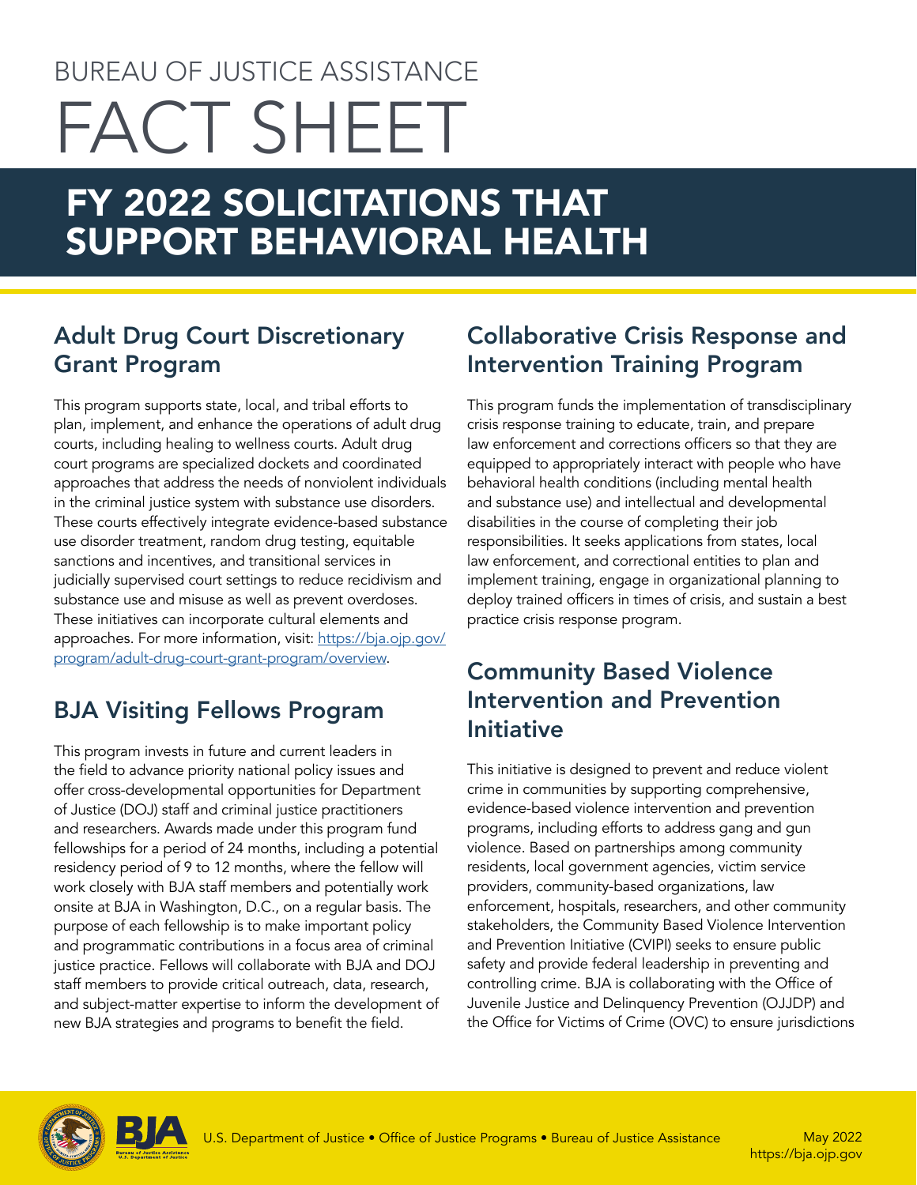BUREAU OF JUSTICE ASSISTANCE

# FACT SHEET

# FY 2022 SOLICITATIONS THAT SUPPORT BEHAVIORAL HEALTH

## Adult Drug Court Discretionary Grant Program

This program supports state, local, and tribal efforts to plan, implement, and enhance the operations of adult drug courts, including healing to wellness courts. Adult drug court programs are specialized dockets and coordinated approaches that address the needs of nonviolent individuals in the criminal justice system with substance use disorders. These courts effectively integrate evidence-based substance use disorder treatment, random drug testing, equitable sanctions and incentives, and transitional services in judicially supervised court settings to reduce recidivism and substance use and misuse as well as prevent overdoses. These initiatives can incorporate cultural elements and approaches. For more information, visit: [https://bja.ojp.gov/program/adult-drug-court-grant-program/overview](https://bja.ojp.gov/program/adult-drug-court-grant-program/overview).

## BJA Visiting Fellows Program

This program invests in future and current leaders in the field to advance priority national policy issues and offer cross-developmental opportunities for Department of Justice (DOJ) staff and criminal justice practitioners and researchers. Awards made under this program fund fellowships for a period of 24 months, including a potential residency period of 9 to 12 months, where the fellow will work closely with BJA staff members and potentially work onsite at BJA in Washington, D.C., on a regular basis. The purpose of each fellowship is to make important policy and programmatic contributions in a focus area of criminal justice practice. Fellows will collaborate with BJA and DOJ staff members to provide critical outreach, data, research, and subject-matter expertise to inform the development of new BJA strategies and programs to benefit the field.

## Collaborative Crisis Response and Intervention Training Program

This program funds the implementation of transdisciplinary crisis response training to educate, train, and prepare law enforcement and corrections officers so that they are equipped to appropriately interact with people who have behavioral health conditions (including mental health and substance use) and intellectual and developmental disabilities in the course of completing their job responsibilities. It seeks applications from states, local law enforcement, and correctional entities to plan and implement training, engage in organizational planning to deploy trained officers in times of crisis, and sustain a best practice crisis response program.

## Community Based Violence Intervention and Prevention Initiative

This initiative is designed to prevent and reduce violent crime in communities by supporting comprehensive, evidence-based violence intervention and prevention programs, including efforts to address gang and gun violence. Based on partnerships among community residents, local government agencies, victim service providers, community-based organizations, law enforcement, hospitals, researchers, and other community stakeholders, the Community Based Violence Intervention and Prevention Initiative (CVIPI) seeks to ensure public safety and provide federal leadership in preventing and controlling crime. BJA is collaborating with the Office of Juvenile Justice and Delinquency Prevention (OJJDP) and the Office for Victims of Crime (OVC) to ensure jurisdictions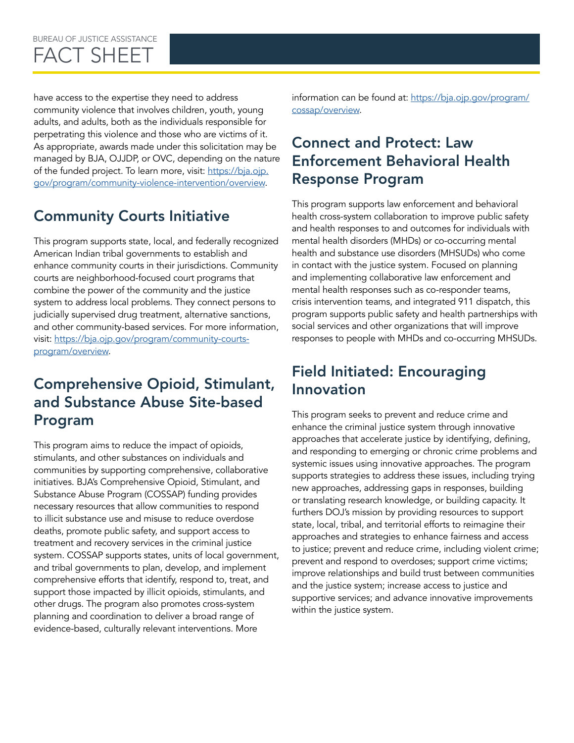have access to the expertise they need to address community violence that involves children, youth, young adults, and adults, both as the individuals responsible for perpetrating this violence and those who are victims of it. As appropriate, awards made under this solicitation may be managed by BJA, OJJDP, or OVC, depending on the nature of the funded project. To learn more, visit: https://bja.ojp.gov/program/community-violence-intervention/overview.

## Community Courts Initiative

This program supports state, local, and federally recognized American Indian tribal governments to establish and enhance community courts in their jurisdictions. Community courts are neighborhood-focused court programs that combine the power of the community and the justice system to address local problems. They connect persons to judicially supervised drug treatment, alternative sanctions, and other community-based services. For more information, visit: https://bja.ojp.gov/program/community-courts-program/overview.

## Comprehensive Opioid, Stimulant, and Substance Abuse Site-based Program

This program aims to reduce the impact of opioids, stimulants, and other substances on individuals and communities by supporting comprehensive, collaborative initiatives. BJA's Comprehensive Opioid, Stimulant, and Substance Abuse Program (COSSAP) funding provides necessary resources that allow communities to respond to illicit substance use and misuse to reduce overdose deaths, promote public safety, and support access to treatment and recovery services in the criminal justice system. COSSAP supports states, units of local government, and tribal governments to plan, develop, and implement comprehensive efforts that identify, respond to, treat, and support those impacted by illicit opioids, stimulants, and other drugs. The program also promotes cross-system planning and coordination to deliver a broad range of evidence-based, culturally relevant interventions. More information can be found at: https://bja.ojp.gov/program/cossap/overview.

## Connect and Protect: Law Enforcement Behavioral Health Response Program

This program supports law enforcement and behavioral health cross-system collaboration to improve public safety and health responses to and outcomes for individuals with mental health disorders (MHDs) or co-occurring mental health and substance use disorders (MHSUDs) who come in contact with the justice system. Focused on planning and implementing collaborative law enforcement and mental health responses such as co-responder teams, crisis intervention teams, and integrated 911 dispatch, this program supports public safety and health partnerships with social services and other organizations that will improve responses to people with MHDs and co-occurring MHSUDs.

## Field Initiated: Encouraging Innovation

This program seeks to prevent and reduce crime and enhance the criminal justice system through innovative approaches that accelerate justice by identifying, defining, and responding to emerging or chronic crime problems and systemic issues using innovative approaches. The program supports strategies to address these issues, including trying new approaches, addressing gaps in responses, building or translating research knowledge, or building capacity. It furthers DOJ's mission by providing resources to support state, local, tribal, and territorial efforts to reimagine their approaches and strategies to enhance fairness and access to justice; prevent and reduce crime, including violent crime; prevent and respond to overdoses; support crime victims; improve relationships and build trust between communities and the justice system; increase access to justice and supportive services; and advance innovative improvements within the justice system.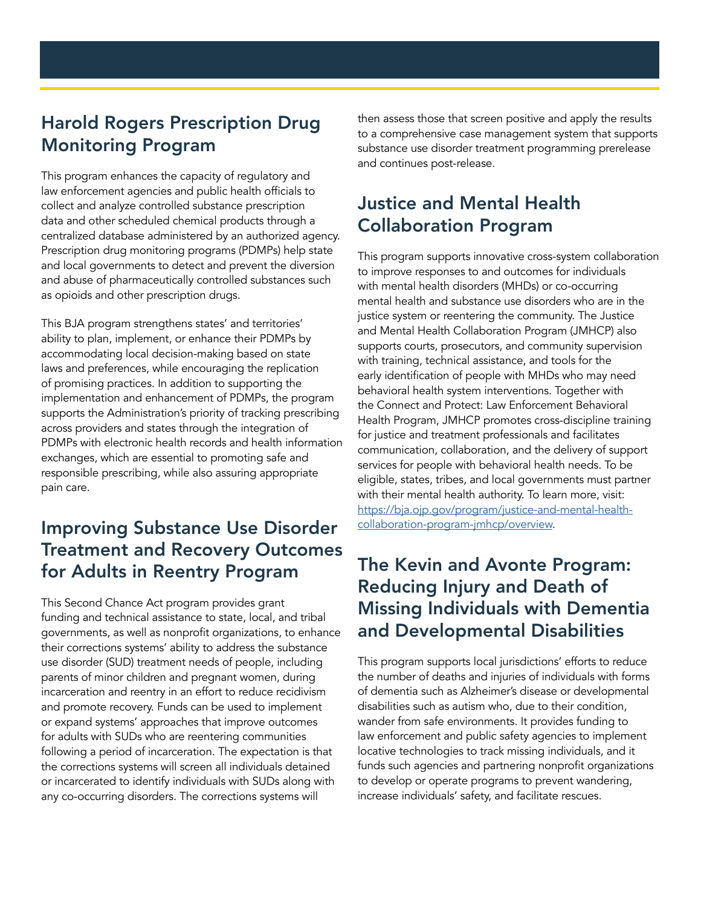## Harold Rogers Prescription Drug Monitoring Program

This program enhances the capacity of regulatory and law enforcement agencies and public health officials to collect and analyze controlled substance prescription data and other scheduled chemical products through a centralized database administered by an authorized agency. Prescription drug monitoring programs (PDMPs) help state and local governments to detect and prevent the diversion and abuse of pharmaceutically controlled substances such as opioids and other prescription drugs.

This BJA program strengthens states' and territories' ability to plan, implement, or enhance their PDMPs by accommodating local decision-making based on state laws and preferences, while encouraging the replication of promising practices. In addition to supporting the implementation and enhancement of PDMPs, the program supports the Administration's priority of tracking prescribing across providers and states through the integration of PDMPs with electronic health records and health information exchanges, which are essential to promoting safe and responsible prescribing, while also assuring appropriate pain care.

## Improving Substance Use Disorder Treatment and Recovery Outcomes for Adults in Reentry Program

This Second Chance Act program provides grant funding and technical assistance to state, local, and tribal governments, as well as nonprofit organizations, to enhance their corrections systems' ability to address the substance use disorder (SUD) treatment needs of people, including parents of minor children and pregnant women, during incarceration and reentry in an effort to reduce recidivism and promote recovery. Funds can be used to implement or expand systems' approaches that improve outcomes for adults with SUDs who are reentering communities following a period of incarceration. The expectation is that the corrections systems will screen all individuals detained or incarcerated to identify individuals with SUDs along with any co-occurring disorders. The corrections systems will then assess those that screen positive and apply the results to a comprehensive case management system that supports substance use disorder treatment programming prerelease and continues post-release.

## Justice and Mental Health Collaboration Program

This program supports innovative cross-system collaboration to improve responses to and outcomes for individuals with mental health disorders (MHDs) or co-occurring mental health and substance use disorders who are in the justice system or reentering the community. The Justice and Mental Health Collaboration Program (JMHCP) also supports courts, prosecutors, and community supervision with training, technical assistance, and tools for the early identification of people with MHDs who may need behavioral health system interventions. Together with the Connect and Protect: Law Enforcement Behavioral Health Program, JMHCP promotes cross-discipline training for justice and treatment professionals and facilitates communication, collaboration, and the delivery of support services for people with behavioral health needs. To be eligible, states, tribes, and local governments must partner with their mental health authority. To learn more, visit: [https://bja.ojp.gov/program/justice-and-mental-health-collaboration-program-jmhcp/overview](https://bja.ojp.gov/program/justice-and-mental-health-collaboration-program-jmhcp/overview).

## The Kevin and Avonte Program: Reducing Injury and Death of Missing Individuals with Dementia and Developmental Disabilities

This program supports local jurisdictions' efforts to reduce the number of deaths and injuries of individuals with forms of dementia such as Alzheimer's disease or developmental disabilities such as autism who, due to their condition, wander from safe environments. It provides funding to law enforcement and public safety agencies to implement locative technologies to track missing individuals, and it funds such agencies and partnering nonprofit organizations to develop or operate programs to prevent wandering, increase individuals' safety, and facilitate rescues.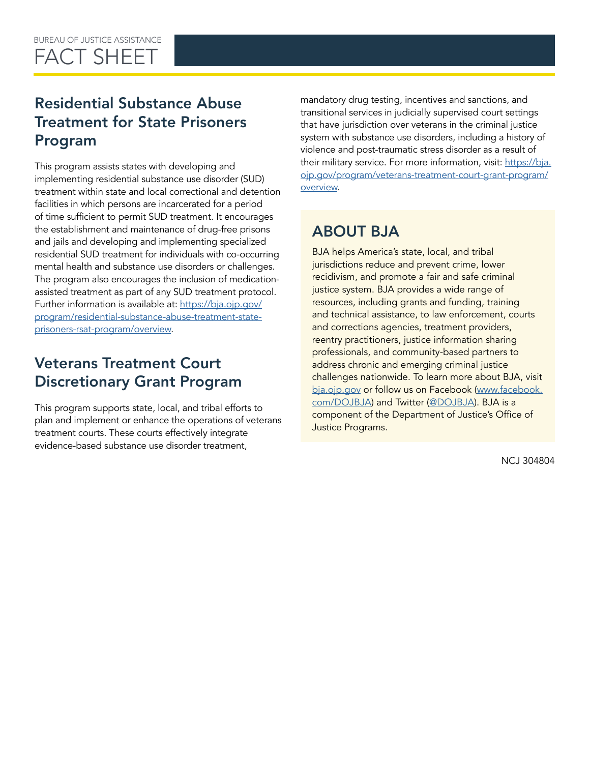## Residential Substance Abuse Treatment for State Prisoners Program

This program assists states with developing and implementing residential substance use disorder (SUD) treatment within state and local correctional and detention facilities in which persons are incarcerated for a period of time sufficient to permit SUD treatment. It encourages the establishment and maintenance of drug-free prisons and jails and developing and implementing specialized residential SUD treatment for individuals with co-occurring mental health and substance use disorders or challenges. The program also encourages the inclusion of medication-assisted treatment as part of any SUD treatment protocol. Further information is available at: [https://bja.ojp.gov/program/residential-substance-abuse-treatment-state-prisoners-rsat-program/overview](https://bja.ojp.gov/program/residential-substance-abuse-treatment-state-prisoners-rsat-program/overview).

## Veterans Treatment Court Discretionary Grant Program

This program supports state, local, and tribal efforts to plan and implement or enhance the operations of veterans treatment courts. These courts effectively integrate evidence-based substance use disorder treatment, mandatory drug testing, incentives and sanctions, and transitional services in judicially supervised court settings that have jurisdiction over veterans in the criminal justice system with substance use disorders, including a history of violence and post-traumatic stress disorder as a result of their military service. For more information, visit: [https://bja.ojp.gov/program/veterans-treatment-court-grant-program/overview](https://bja.ojp.gov/program/veterans-treatment-court-grant-program/overview).

## ABOUT BJA

BJA helps America's state, local, and tribal jurisdictions reduce and prevent crime, lower recidivism, and promote a fair and safe criminal justice system. BJA provides a wide range of resources, including grants and funding, training and technical assistance, to law enforcement, courts and corrections agencies, treatment providers, reentry practitioners, justice information sharing professionals, and community-based partners to address chronic and emerging criminal justice challenges nationwide. To learn more about BJA, visit [bja.ojp.gov](https://bja.ojp.gov) or follow us on Facebook ([www.facebook.com/DOJBJA](https://www.facebook.com/DOJBJA)) and Twitter ([@DOJBJA](https://twitter.com/DOJBJA)). BJA is a component of the Department of Justice's Office of Justice Programs.

NCJ 304804